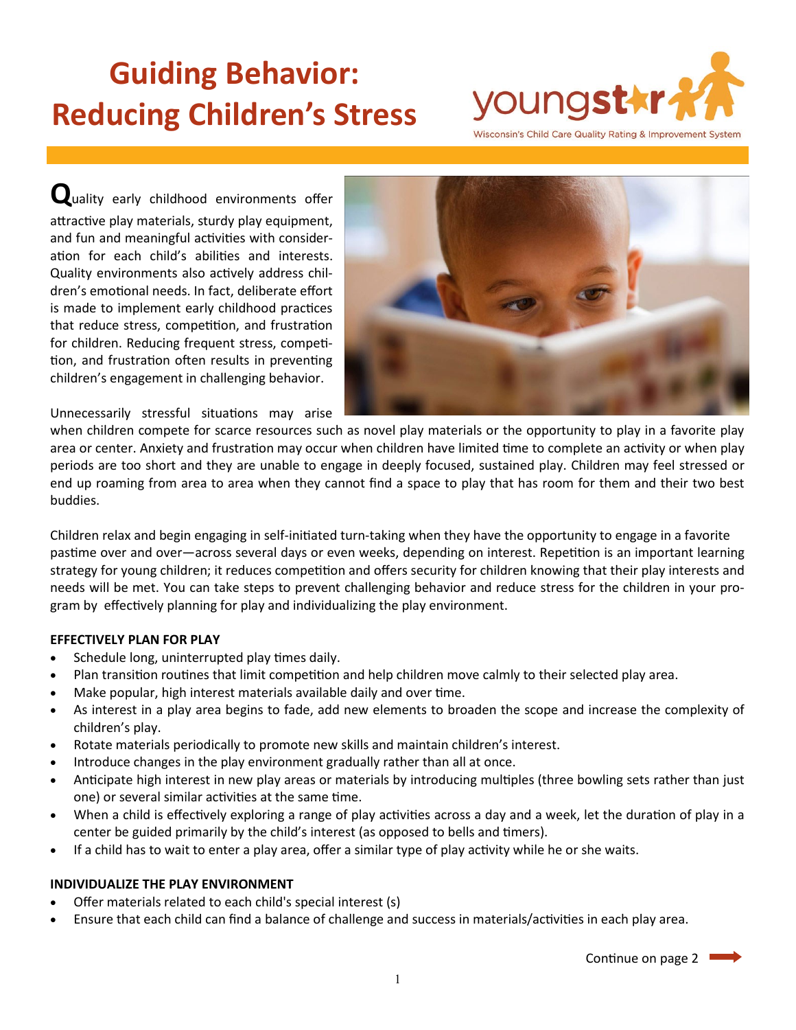# Guiding Behavior: Reducing Children's Stress

youngstar
Wisconsin's Child Care Quality Rating & Improvement System

Quality early childhood environments offer attractive play materials, sturdy play equipment, and fun and meaningful activities with consideration for each child's abilities and interests. Quality environments also actively address children's emotional needs. In fact, deliberate effort is made to implement early childhood practices that reduce stress, competition, and frustration for children. Reducing frequent stress, competition, and frustration often results in preventing children's engagement in challenging behavior.

Unnecessarily stressful situations may arise when children compete for scarce resources such as novel play materials or the opportunity to play in a favorite play area or center. Anxiety and frustration may occur when children have limited time to complete an activity or when play periods are too short and they are unable to engage in deeply focused, sustained play. Children may feel stressed or end up roaming from area to area when they cannot find a space to play that has room for them and their two best buddies.

Children relax and begin engaging in self-initiated turn-taking when they have the opportunity to engage in a favorite pastime over and over—across several days or even weeks, depending on interest. Repetition is an important learning strategy for young children; it reduces competition and offers security for children knowing that their play interests and needs will be met. You can take steps to prevent challenging behavior and reduce stress for the children in your program by effectively planning for play and individualizing the play environment.

**EFFECTIVELY PLAN FOR PLAY**

- Schedule long, uninterrupted play times daily.
- Plan transition routines that limit competition and help children move calmly to their selected play area.
- Make popular, high interest materials available daily and over time.
- As interest in a play area begins to fade, add new elements to broaden the scope and increase the complexity of children's play.
- Rotate materials periodically to promote new skills and maintain children's interest.
- Introduce changes in the play environment gradually rather than all at once.
- Anticipate high interest in new play areas or materials by introducing multiples (three bowling sets rather than just one) or several similar activities at the same time.
- When a child is effectively exploring a range of play activities across a day and a week, let the duration of play in a center be guided primarily by the child's interest (as opposed to bells and timers).
- If a child has to wait to enter a play area, offer a similar type of play activity while he or she waits.

**INDIVIDUALIZE THE PLAY ENVIRONMENT**

- Offer materials related to each child's special interest (s)
- Ensure that each child can find a balance of challenge and success in materials/activities in each play area.

Continue on page 2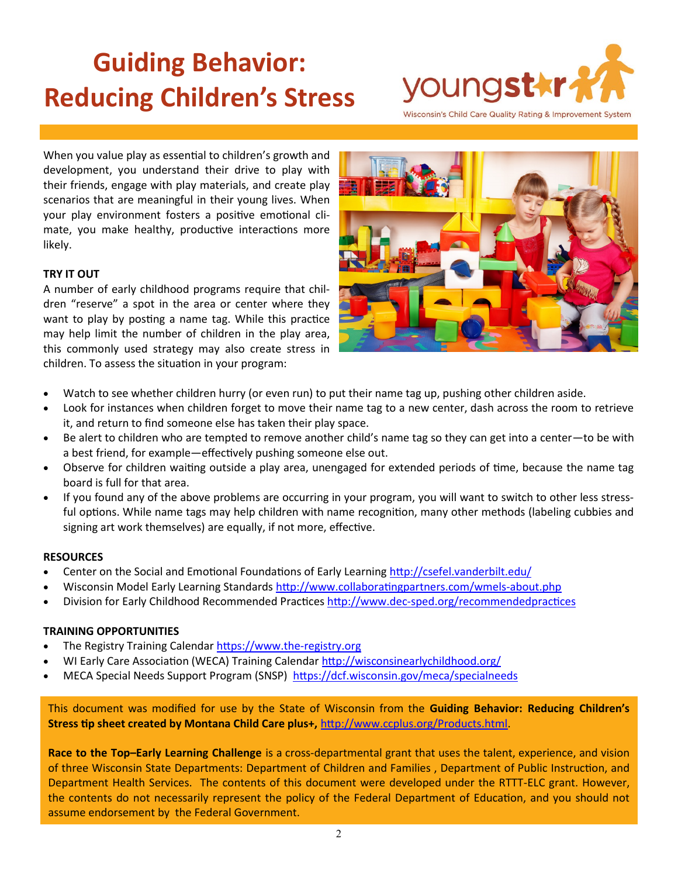# Guiding Behavior: Reducing Children's Stress

youngstar

Wisconsin's Child Care Quality Rating & Improvement System

When you value play as essential to children's growth and development, you understand their drive to play with their friends, engage with play materials, and create play scenarios that are meaningful in their young lives. When your play environment fosters a positive emotional climate, you make healthy, productive interactions more likely.

**TRY IT OUT**

A number of early childhood programs require that children "reserve" a spot in the area or center where they want to play by posting a name tag. While this practice may help limit the number of children in the play area, this commonly used strategy may also create stress in children. To assess the situation in your program:

- Watch to see whether children hurry (or even run) to put their name tag up, pushing other children aside.
- Look for instances when children forget to move their name tag to a new center, dash across the room to retrieve it, and return to find someone else has taken their play space.
- Be alert to children who are tempted to remove another child's name tag so they can get into a center—to be with a best friend, for example—effectively pushing someone else out.
- Observe for children waiting outside a play area, unengaged for extended periods of time, because the name tag board is full for that area.
- If you found any of the above problems are occurring in your program, you will want to switch to other less stressful options. While name tags may help children with name recognition, many other methods (labeling cubbies and signing art work themselves) are equally, if not more, effective.

**RESOURCES**

- Center on the Social and Emotional Foundations of Early Learning http://csefel.vanderbilt.edu/
- Wisconsin Model Early Learning Standards http://www.collaboratingpartners.com/wmels-about.php
- Division for Early Childhood Recommended Practices http://www.dec-sped.org/recommendedpractices

**TRAINING OPPORTUNITIES**

- The Registry Training Calendar https://www.the-registry.org
- WI Early Care Association (WECA) Training Calendar http://wisconsinearlychildhood.org/
- MECA Special Needs Support Program (SNSP) https://dcf.wisconsin.gov/meca/specialneeds

This document was modified for use by the State of Wisconsin from the **Guiding Behavior: Reducing Children's Stress tip sheet created by Montana Child Care plus+,** http://www.ccplus.org/Products.html.

**Race to the Top–Early Learning Challenge** is a cross-departmental grant that uses the talent, experience, and vision of three Wisconsin State Departments: Department of Children and Families , Department of Public Instruction, and Department Health Services. The contents of this document were developed under the RTTT-ELC grant. However, the contents do not necessarily represent the policy of the Federal Department of Education, and you should not assume endorsement by the Federal Government.